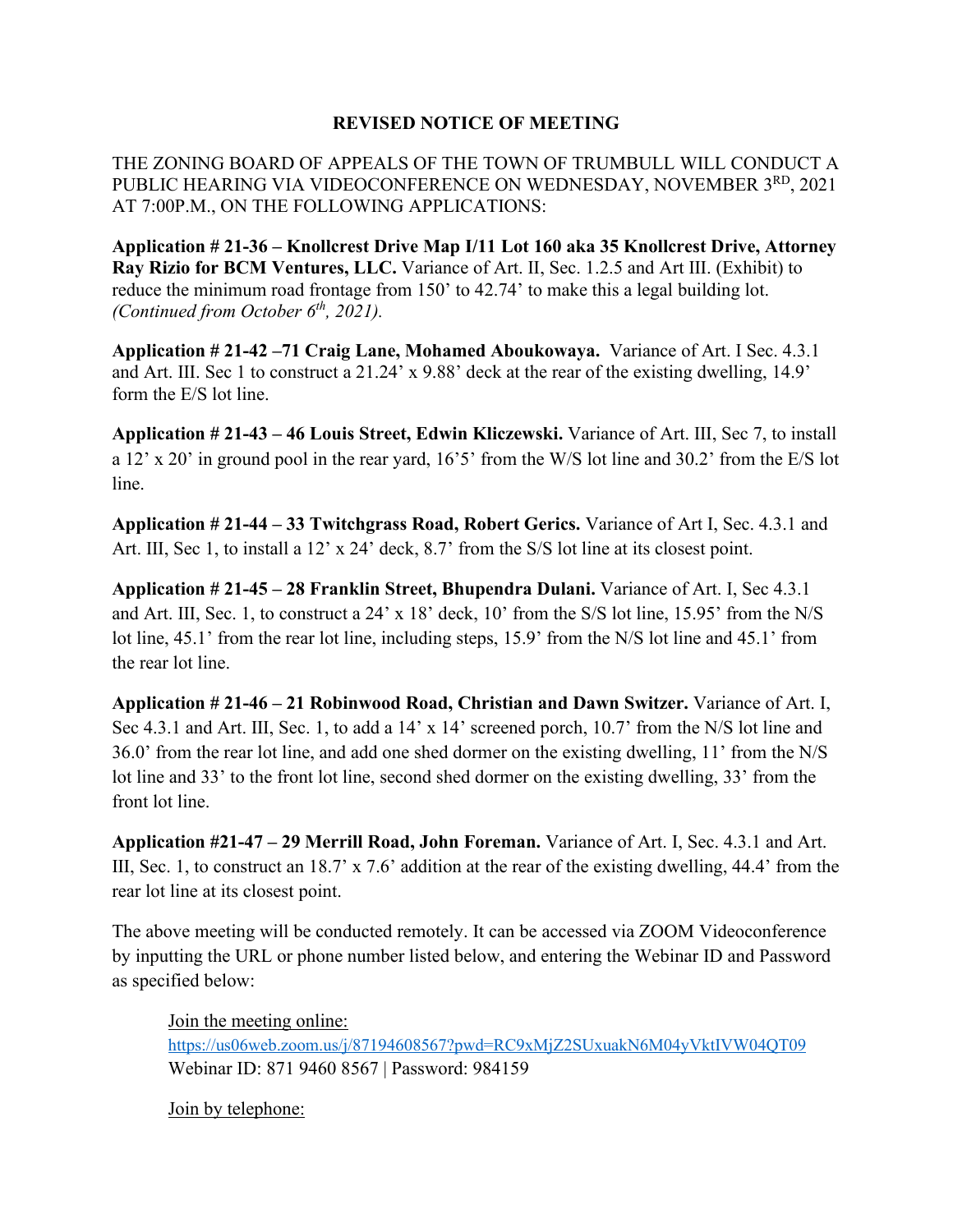## REVISED NOTICE OF MEETING

THE ZONING BOARD OF APPEALS OF THE TOWN OF TRUMBULL WILL CONDUCT A PUBLIC HEARING VIA VIDEOCONFERENCE ON WEDNESDAY, NOVEMBER 3RD, 2021 AT 7:00P.M., ON THE FOLLOWING APPLICATIONS:

**Application # 21-36 – Knollcrest Drive Map I/11 Lot 160 aka 35 Knollcrest Drive, Attorney Ray Rizio for BCM Ventures, LLC.** Variance of Art. II, Sec. 1.2.5 and Art III. (Exhibit) to reduce the minimum road frontage from 150' to 42.74' to make this a legal building lot. *(Continued from October 6th, 2021).*

**Application # 21-42 –71 Craig Lane, Mohamed Aboukowaya.** Variance of Art. I Sec. 4.3.1 and Art. III. Sec 1 to construct a 21.24' x 9.88' deck at the rear of the existing dwelling, 14.9' form the E/S lot line.

**Application # 21-43 – 46 Louis Street, Edwin Kliczewski.** Variance of Art. III, Sec 7, to install a 12' x 20' in ground pool in the rear yard, 16'5' from the W/S lot line and 30.2' from the E/S lot line.

**Application # 21-44 – 33 Twitchgrass Road, Robert Gerics.** Variance of Art I, Sec. 4.3.1 and Art. III, Sec 1, to install a 12' x 24' deck, 8.7' from the S/S lot line at its closest point.

**Application # 21-45 – 28 Franklin Street, Bhupendra Dulani.** Variance of Art. I, Sec 4.3.1 and Art. III, Sec. 1, to construct a 24' x 18' deck, 10' from the S/S lot line, 15.95' from the N/S lot line, 45.1' from the rear lot line, including steps, 15.9' from the N/S lot line and 45.1' from the rear lot line.

**Application # 21-46 – 21 Robinwood Road, Christian and Dawn Switzer.** Variance of Art. I, Sec 4.3.1 and Art. III, Sec. 1, to add a 14' x 14' screened porch, 10.7' from the N/S lot line and 36.0' from the rear lot line, and add one shed dormer on the existing dwelling, 11' from the N/S lot line and 33' to the front lot line, second shed dormer on the existing dwelling, 33' from the front lot line.

**Application #21-47 – 29 Merrill Road, John Foreman.** Variance of Art. I, Sec. 4.3.1 and Art. III, Sec. 1, to construct an 18.7' x 7.6' addition at the rear of the existing dwelling, 44.4' from the rear lot line at its closest point.

The above meeting will be conducted remotely. It can be accessed via ZOOM Videoconference by inputting the URL or phone number listed below, and entering the Webinar ID and Password as specified below:

Join the meeting online:
https://us06web.zoom.us/j/87194608567?pwd=RC9xMjZ2SUxuakN6M04yVktIVW04QT09
Webinar ID: 871 9460 8567 | Password: 984159

Join by telephone: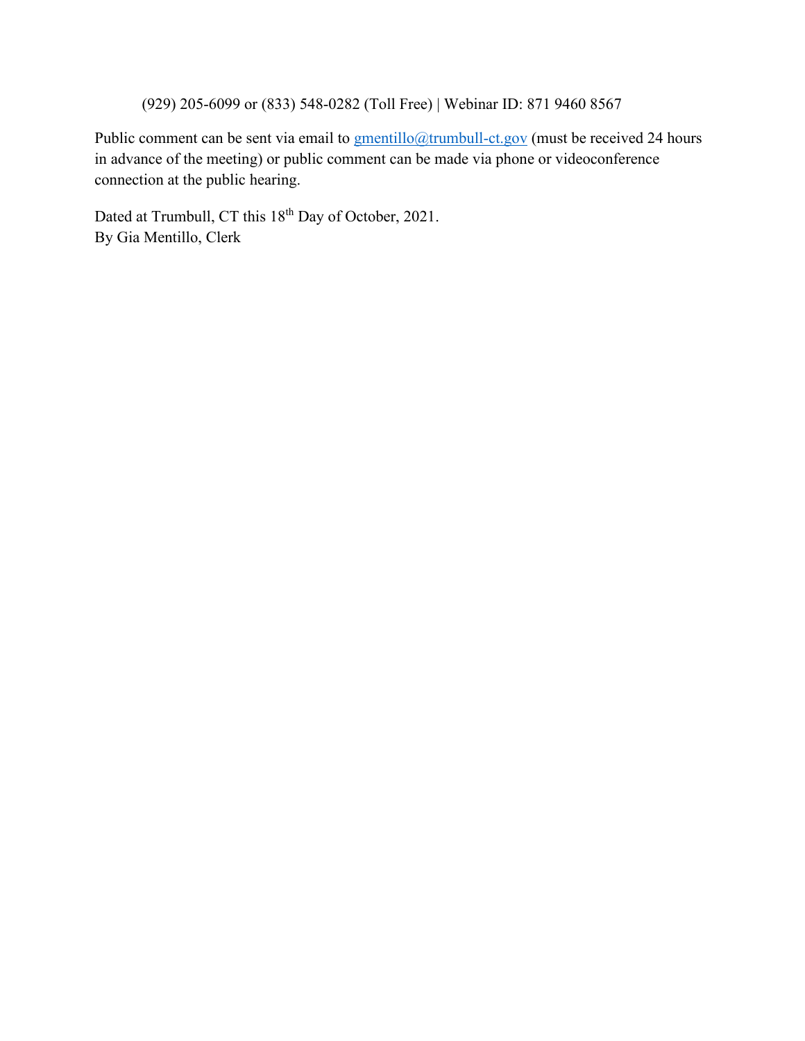(929) 205-6099 or (833) 548-0282 (Toll Free) | Webinar ID: 871 9460 8567

Public comment can be sent via email to gmentillo@trumbull-ct.gov (must be received 24 hours in advance of the meeting) or public comment can be made via phone or videoconference connection at the public hearing.

Dated at Trumbull, CT this 18th Day of October, 2021.
By Gia Mentillo, Clerk